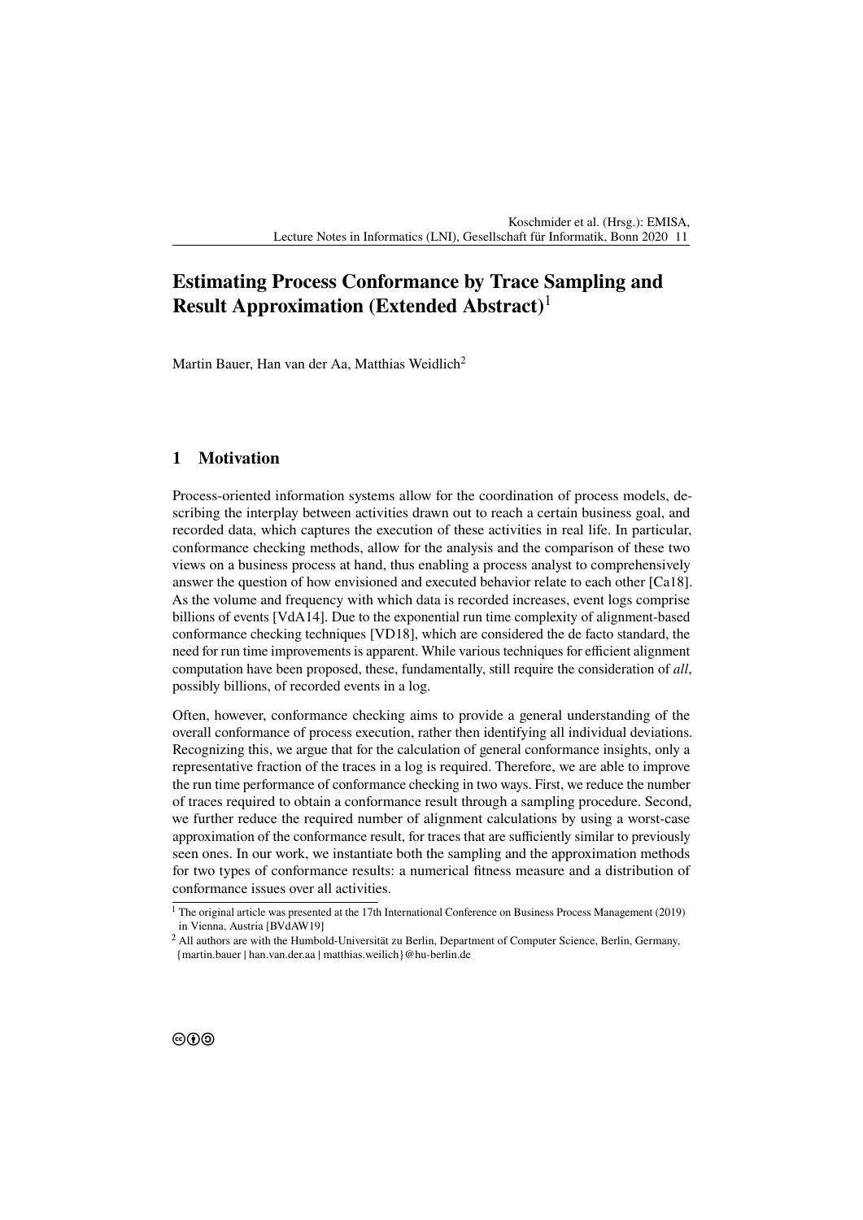# Estimating Process Conformance by Trace Sampling and Result Approximation (Extended Abstract)[1]

Martin Bauer, Han van der Aa, Matthias Weidlich[2]

## 1 Motivation

Process-oriented information systems allow for the coordination of process models, describing the interplay between activities drawn out to reach a certain business goal, and recorded data, which captures the execution of these activities in real life. In particular, conformance checking methods, allow for the analysis and the comparison of these two views on a business process at hand, thus enabling a process analyst to comprehensively answer the question of how envisioned and executed behavior relate to each other [Ca18]. As the volume and frequency with which data is recorded increases, event logs comprise billions of events [VdA14]. Due to the exponential run time complexity of alignment-based conformance checking techniques [VD18], which are considered the de facto standard, the need for run time improvements is apparent. While various techniques for efficient alignment computation have been proposed, these, fundamentally, still require the consideration of *all*, possibly billions, of recorded events in a log.

Often, however, conformance checking aims to provide a general understanding of the overall conformance of process execution, rather then identifying all individual deviations. Recognizing this, we argue that for the calculation of general conformance insights, only a representative fraction of the traces in a log is required. Therefore, we are able to improve the run time performance of conformance checking in two ways. First, we reduce the number of traces required to obtain a conformance result through a sampling procedure. Second, we further reduce the required number of alignment calculations by using a worst-case approximation of the conformance result, for traces that are sufficiently similar to previously seen ones. In our work, we instantiate both the sampling and the approximation methods for two types of conformance results: a numerical fitness measure and a distribution of conformance issues over all activities.

[1] The original article was presented at the 17th International Conference on Business Process Management (2019) in Vienna, Austria [BVdAW19]

[2] All authors are with the Humboldt-Universität zu Berlin, Department of Computer Science, Berlin, Germany, {martin.bauer | han.van.der.aa | matthias.weilich}@hu-berlin.de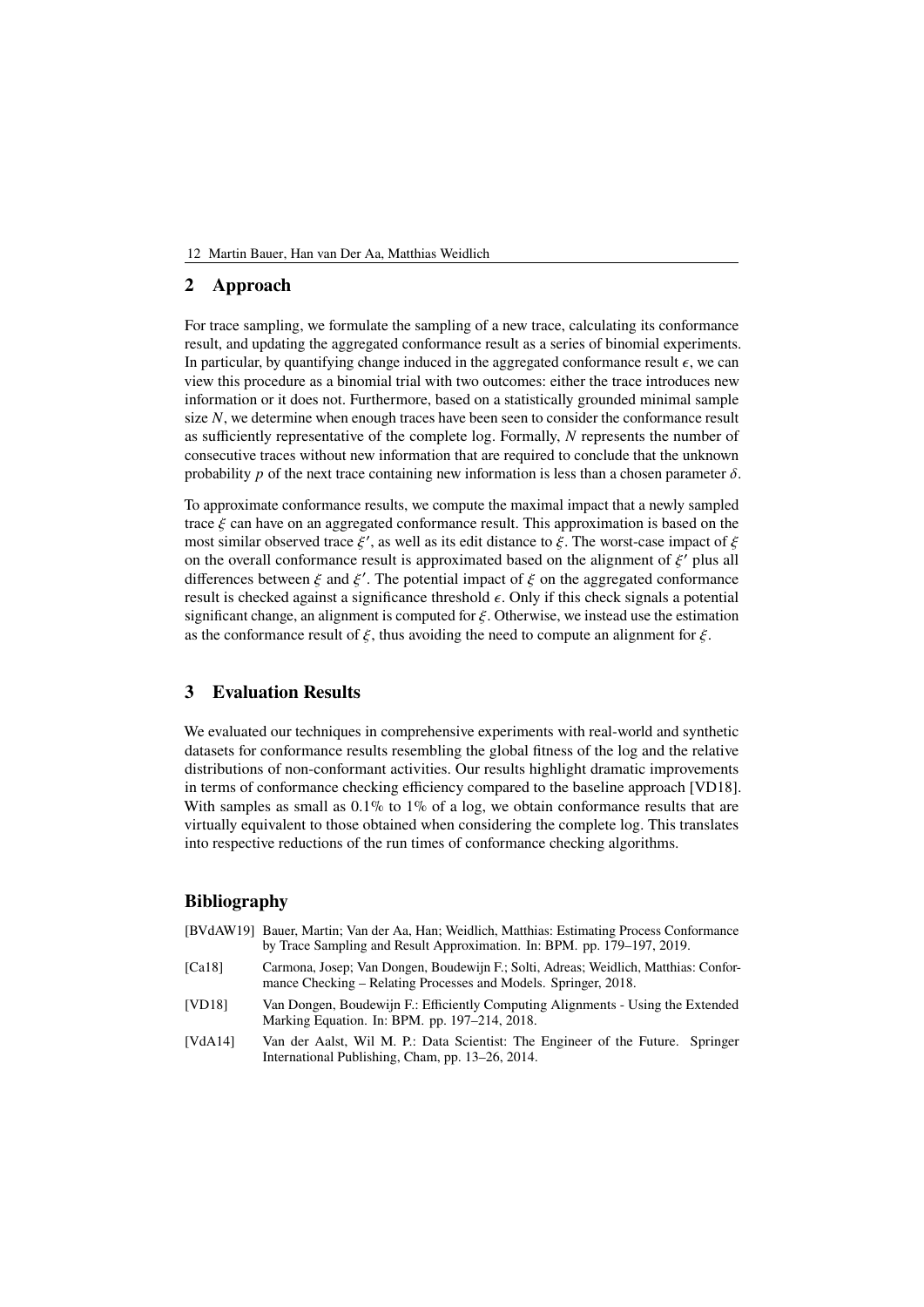## 2 Approach

For trace sampling, we formulate the sampling of a new trace, calculating its conformance result, and updating the aggregated conformance result as a series of binomial experiments. In particular, by quantifying change induced in the aggregated conformance result $\epsilon$, we can view this procedure as a binomial trial with two outcomes: either the trace introduces new information or it does not. Furthermore, based on a statistically grounded minimal sample size $N$, we determine when enough traces have been seen to consider the conformance result as sufficiently representative of the complete log. Formally, $N$ represents the number of consecutive traces without new information that are required to conclude that the unknown probability $p$ of the next trace containing new information is less than a chosen parameter $\delta$.

To approximate conformance results, we compute the maximal impact that a newly sampled trace $\xi$ can have on an aggregated conformance result. This approximation is based on the most similar observed trace $\xi'$, as well as its edit distance to $\xi$. The worst-case impact of $\xi$ on the overall conformance result is approximated based on the alignment of $\xi'$ plus all differences between $\xi$ and $\xi'$. The potential impact of $\xi$ on the aggregated conformance result is checked against a significance threshold $\epsilon$. Only if this check signals a potential significant change, an alignment is computed for $\xi$. Otherwise, we instead use the estimation as the conformance result of $\xi$, thus avoiding the need to compute an alignment for $\xi$.

## 3 Evaluation Results

We evaluated our techniques in comprehensive experiments with real-world and synthetic datasets for conformance results resembling the global fitness of the log and the relative distributions of non-conformant activities. Our results highlight dramatic improvements in terms of conformance checking efficiency compared to the baseline approach [VD18]. With samples as small as 0.1% to 1% of a log, we obtain conformance results that are virtually equivalent to those obtained when considering the complete log. This translates into respective reductions of the run times of conformance checking algorithms.

## Bibliography

[BVdAW19] Bauer, Martin; Van der Aa, Han; Weidlich, Matthias: Estimating Process Conformance by Trace Sampling and Result Approximation. In: BPM. pp. 179–197, 2019.

[Ca18] Carmona, Josep; Van Dongen, Boudewijn F.; Solti, Adreas; Weidlich, Matthias: Conformance Checking – Relating Processes and Models. Springer, 2018.

[VD18] Van Dongen, Boudewijn F.: Efficiently Computing Alignments - Using the Extended Marking Equation. In: BPM. pp. 197–214, 2018.

[VdA14] Van der Aalst, Wil M. P.: Data Scientist: The Engineer of the Future. Springer International Publishing, Cham, pp. 13–26, 2014.